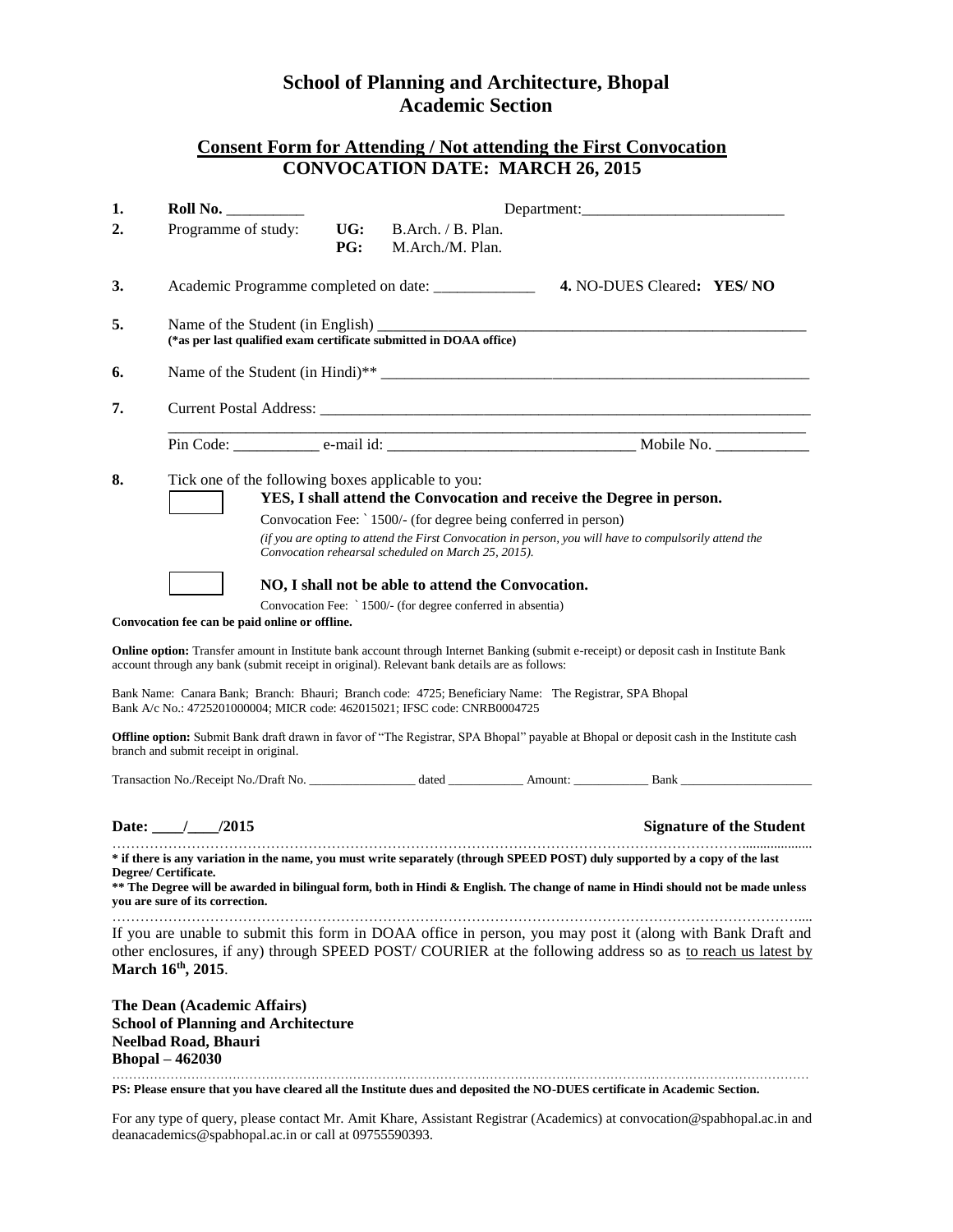# School of Planning and Architecture, Bhopal
## Academic Section

## Consent Form for Attending / Not attending the First Convocation
## CONVOCATION DATE: MARCH 26, 2015

1. **Roll No.** __________ Department:__________________________
2. Programme of study: **UG:** B.Arch. / B. Plan.
   **PG:** M.Arch./M. Plan.
3. Academic Programme completed on date: _____________ **4.** NO-DUES Cleared**: YES/ NO**
5. Name of the Student (in English) ________________________________________________________
   **(*as per last qualified exam certificate submitted in DOAA office)**
6. Name of the Student (in Hindi)** ________________________________________________________
7. Current Postal Address: _______________________________________________________________
   ________________________________________________________________________________
   Pin Code: ___________ e-mail id: _______________________________ Mobile No. ____________
8. Tick one of the following boxes applicable to you:

   ☐ **YES, I shall attend the Convocation and receive the Degree in person.**
   Convocation Fee: ` 1500/- (for degree being conferred in person)
   *(if you are opting to attend the First Convocation in person, you will have to compulsorily attend the Convocation rehearsal scheduled on March 25, 2015).*

   ☐ **NO, I shall not be able to attend the Convocation.**
   Convocation Fee: ` 1500/- (for degree conferred in absentia)

**Convocation fee can be paid online or offline.**

**Online option:** Transfer amount in Institute bank account through Internet Banking (submit e-receipt) or deposit cash in Institute Bank account through any bank (submit receipt in original). Relevant bank details are as follows:

Bank Name: Canara Bank; Branch: Bhauri; Branch code: 4725; Beneficiary Name: The Registrar, SPA Bhopal
Bank A/c No.: 4725201000004; MICR code: 462015021; IFSC code: CNRB0004725

**Offline option:** Submit Bank draft drawn in favor of "The Registrar, SPA Bhopal" payable at Bhopal or deposit cash in the Institute cash branch and submit receipt in original.

Transaction No./Receipt No./Draft No. _________________ dated ____________ Amount: ____________ Bank ____________________

**Date: ____/____/2015** **Signature of the Student**

…………………………………………………………………………………………………………………………

**\* if there is any variation in the name, you must write separately (through SPEED POST) duly supported by a copy of the last Degree/ Certificate.**
**\*\* The Degree will be awarded in bilingual form, both in Hindi & English. The change of name in Hindi should not be made unless you are sure of its correction.**

…………………………………………………………………………………………………………………………

If you are unable to submit this form in DOAA office in person, you may post it (along with Bank Draft and other enclosures, if any) through SPEED POST/ COURIER at the following address so as to reach us latest by **March 16th, 2015**.

**The Dean (Academic Affairs)**
**School of Planning and Architecture**
**Neelbad Road, Bhauri**
**Bhopal – 462030**

…………………………………………………………………………………………………………………………

**PS: Please ensure that you have cleared all the Institute dues and deposited the NO-DUES certificate in Academic Section.**

For any type of query, please contact Mr. Amit Khare, Assistant Registrar (Academics) at convocation@spabhopal.ac.in and deanacademics@spabhopal.ac.in or call at 09755590393.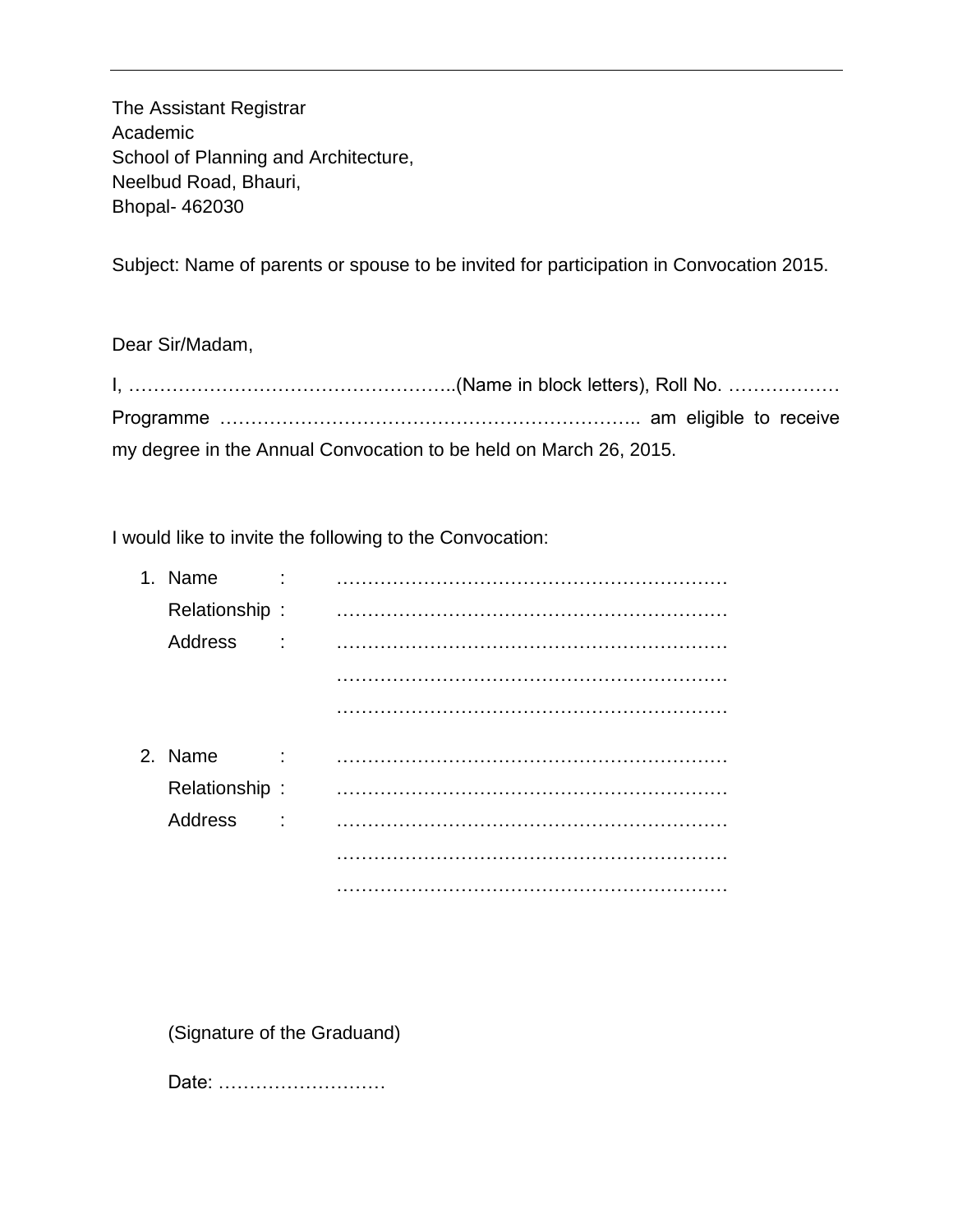---

The Assistant Registrar  
Academic  
School of Planning and Architecture,  
Neelbud Road, Bhauri,  
Bhopal- 462030

Subject: Name of parents or spouse to be invited for participation in Convocation 2015.

Dear Sir/Madam,

I, ……………………………………………..(Name in block letters), Roll No. ……………… Programme ………………………………………………………….. am eligible to receive my degree in the Annual Convocation to be held on March 26, 2015.

I would like to invite the following to the Convocation:

1. Name : ………………………………………………………  
   Relationship : ………………………………………………………  
   Address : ………………………………………………………  
   ………………………………………………………  
   ………………………………………………………

2. Name : ………………………………………………………  
   Relationship : ………………………………………………………  
   Address : ………………………………………………………  
   ………………………………………………………  
   ………………………………………………………

(Signature of the Graduand)

Date: ………………………